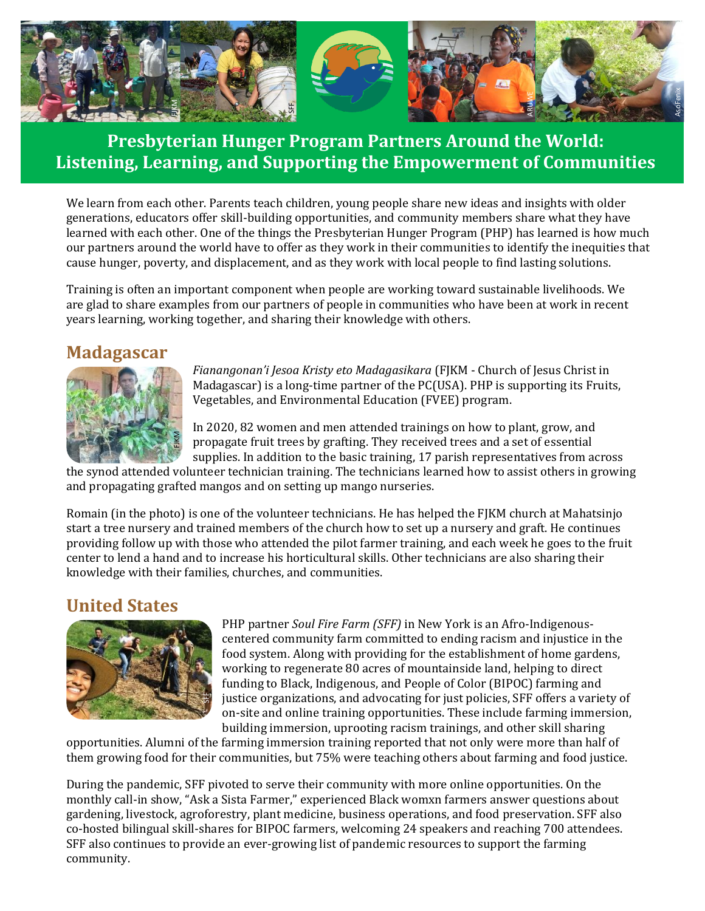# Presbyterian Hunger Program Partners Around the World: Listening, Learning, and Supporting the Empowerment of Communities

We learn from each other. Parents teach children, young people share new ideas and insights with older generations, educators offer skill-building opportunities, and community members share what they have learned with each other. One of the things the Presbyterian Hunger Program (PHP) has learned is how much our partners around the world have to offer as they work in their communities to identify the inequities that cause hunger, poverty, and displacement, and as they work with local people to find lasting solutions.

Training is often an important component when people are working toward sustainable livelihoods. We are glad to share examples from our partners of people in communities who have been at work in recent years learning, working together, and sharing their knowledge with others.

## Madagascar

*Fianangonan'i Jesoa Kristy eto Madagasikara* (FJKM - Church of Jesus Christ in Madagascar) is a long-time partner of the PC(USA). PHP is supporting its Fruits, Vegetables, and Environmental Education (FVEE) program.

In 2020, 82 women and men attended trainings on how to plant, grow, and propagate fruit trees by grafting. They received trees and a set of essential supplies. In addition to the basic training, 17 parish representatives from across the synod attended volunteer technician training. The technicians learned how to assist others in growing and propagating grafted mangos and on setting up mango nurseries.

Romain (in the photo) is one of the volunteer technicians. He has helped the FJKM church at Mahatsinjo start a tree nursery and trained members of the church how to set up a nursery and graft. He continues providing follow up with those who attended the pilot farmer training, and each week he goes to the fruit center to lend a hand and to increase his horticultural skills. Other technicians are also sharing their knowledge with their families, churches, and communities.

## United States

PHP partner *Soul Fire Farm (SFF)* in New York is an Afro-Indigenous-centered community farm committed to ending racism and injustice in the food system. Along with providing for the establishment of home gardens, working to regenerate 80 acres of mountainside land, helping to direct funding to Black, Indigenous, and People of Color (BIPOC) farming and justice organizations, and advocating for just policies, SFF offers a variety of on-site and online training opportunities. These include farming immersion, building immersion, uprooting racism trainings, and other skill sharing opportunities. Alumni of the farming immersion training reported that not only were more than half of them growing food for their communities, but 75% were teaching others about farming and food justice.

During the pandemic, SFF pivoted to serve their community with more online opportunities. On the monthly call-in show, "Ask a Sista Farmer," experienced Black womxn farmers answer questions about gardening, livestock, agroforestry, plant medicine, business operations, and food preservation. SFF also co-hosted bilingual skill-shares for BIPOC farmers, welcoming 24 speakers and reaching 700 attendees. SFF also continues to provide an ever-growing list of pandemic resources to support the farming community.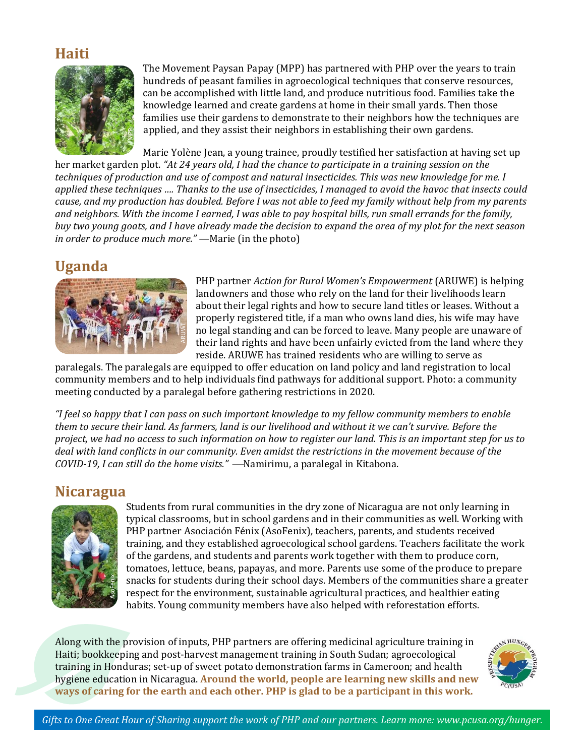## Haiti

The Movement Paysan Papay (MPP) has partnered with PHP over the years to train hundreds of peasant families in agroecological techniques that conserve resources, can be accomplished with little land, and produce nutritious food. Families take the knowledge learned and create gardens at home in their small yards. Then those families use their gardens to demonstrate to their neighbors how the techniques are applied, and they assist their neighbors in establishing their own gardens.

Marie Yolène Jean, a young trainee, proudly testified her satisfaction at having set up her market garden plot. *"At 24 years old, I had the chance to participate in a training session on the techniques of production and use of compost and natural insecticides. This was new knowledge for me. I applied these techniques …. Thanks to the use of insecticides, I managed to avoid the havoc that insects could cause, and my production has doubled. Before I was not able to feed my family without help from my parents and neighbors. With the income I earned, I was able to pay hospital bills, run small errands for the family, buy two young goats, and I have already made the decision to expand the area of my plot for the next season in order to produce much more."* —Marie (in the photo)

## Uganda

PHP partner *Action for Rural Women's Empowerment* (ARUWE) is helping landowners and those who rely on the land for their livelihoods learn about their legal rights and how to secure land titles or leases. Without a properly registered title, if a man who owns land dies, his wife may have no legal standing and can be forced to leave. Many people are unaware of their land rights and have been unfairly evicted from the land where they reside. ARUWE has trained residents who are willing to serve as paralegals. The paralegals are equipped to offer education on land policy and land registration to local community members and to help individuals find pathways for additional support. Photo: a community meeting conducted by a paralegal before gathering restrictions in 2020.

*"I feel so happy that I can pass on such important knowledge to my fellow community members to enable them to secure their land. As farmers, land is our livelihood and without it we can't survive. Before the project, we had no access to such information on how to register our land. This is an important step for us to deal with land conflicts in our community. Even amidst the restrictions in the movement because of the COVID-19, I can still do the home visits."* —Namirimu, a paralegal in Kitabona.

## Nicaragua

Students from rural communities in the dry zone of Nicaragua are not only learning in typical classrooms, but in school gardens and in their communities as well. Working with PHP partner Asociación Fénix (AsoFenix), teachers, parents, and students received training, and they established agroecological school gardens. Teachers facilitate the work of the gardens, and students and parents work together with them to produce corn, tomatoes, lettuce, beans, papayas, and more. Parents use some of the produce to prepare snacks for students during their school days. Members of the communities share a greater respect for the environment, sustainable agricultural practices, and healthier eating habits. Young community members have also helped with reforestation efforts.

Along with the provision of inputs, PHP partners are offering medicinal agriculture training in Haiti; bookkeeping and post-harvest management training in South Sudan; agroecological training in Honduras; set-up of sweet potato demonstration farms in Cameroon; and health hygiene education in Nicaragua. **Around the world, people are learning new skills and new ways of caring for the earth and each other. PHP is glad to be a participant in this work.**

*Gifts to One Great Hour of Sharing support the work of PHP and our partners. Learn more: www.pcusa.org/hunger.*